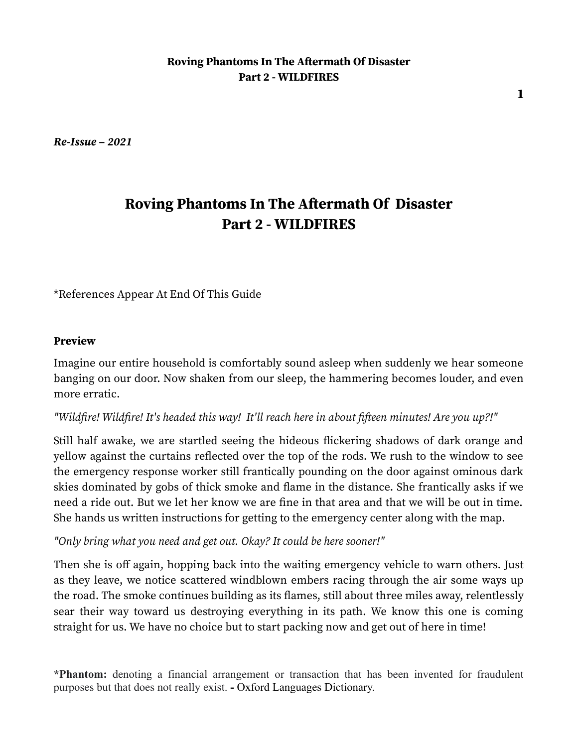*Re-Issue – 2021*

# Roving Phantoms In The Aftermath Of  Disaster
# Part 2 - WILDFIRES

*References Appear At End Of This Guide

**Preview**

Imagine our entire household is comfortably sound asleep when suddenly we hear someone banging on our door. Now shaken from our sleep, the hammering becomes louder, and even more erratic.

*"Wildfire! Wildfire! It's headed this way!  It'll reach here in about fifteen minutes! Are you up?!"*

Still half awake, we are startled seeing the hideous flickering shadows of dark orange and yellow against the curtains reflected over the top of the rods. We rush to the window to see the emergency response worker still frantically pounding on the door against ominous dark skies dominated by gobs of thick smoke and flame in the distance. She frantically asks if we need a ride out. But we let her know we are fine in that area and that we will be out in time. She hands us written instructions for getting to the emergency center along with the map.

*"Only bring what you need and get out. Okay? It could be here sooner!"*

Then she is off again, hopping back into the waiting emergency vehicle to warn others. Just as they leave, we notice scattered windblown embers racing through the air some ways up the road. The smoke continues building as its flames, still about three miles away, relentlessly sear their way toward us destroying everything in its path. We know this one is coming straight for us. We have no choice but to start packing now and get out of here in time!

***Phantom:** denoting a financial arrangement or transaction that has been invented for fraudulent purposes but that does not really exist. **-** Oxford Languages Dictionary.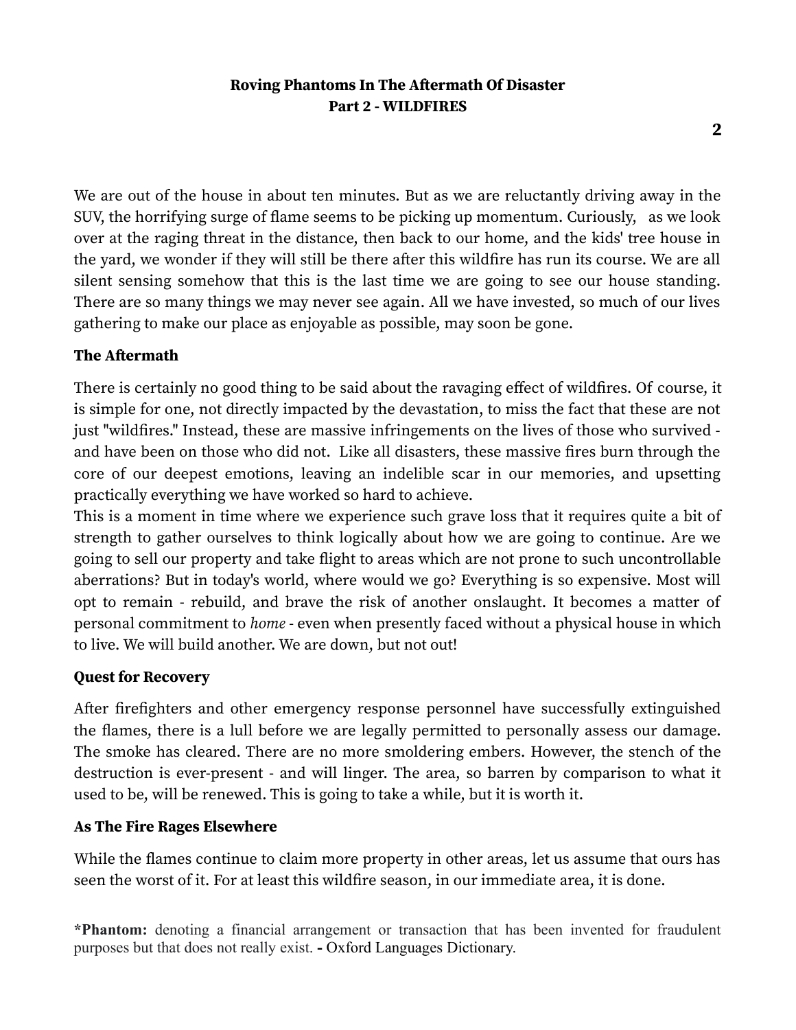We are out of the house in about ten minutes. But as we are reluctantly driving away in the SUV, the horrifying surge of flame seems to be picking up momentum. Curiously, as we look over at the raging threat in the distance, then back to our home, and the kids' tree house in the yard, we wonder if they will still be there after this wildfire has run its course. We are all silent sensing somehow that this is the last time we are going to see our house standing. There are so many things we may never see again. All we have invested, so much of our lives gathering to make our place as enjoyable as possible, may soon be gone.

**The Aftermath**

There is certainly no good thing to be said about the ravaging effect of wildfires. Of course, it is simple for one, not directly impacted by the devastation, to miss the fact that these are not just "wildfires." Instead, these are massive infringements on the lives of those who survived - and have been on those who did not. Like all disasters, these massive fires burn through the core of our deepest emotions, leaving an indelible scar in our memories, and upsetting practically everything we have worked so hard to achieve.

This is a moment in time where we experience such grave loss that it requires quite a bit of strength to gather ourselves to think logically about how we are going to continue. Are we going to sell our property and take flight to areas which are not prone to such uncontrollable aberrations? But in today's world, where would we go? Everything is so expensive. Most will opt to remain - rebuild, and brave the risk of another onslaught. It becomes a matter of personal commitment to *home* - even when presently faced without a physical house in which to live. We will build another. We are down, but not out!

**Quest for Recovery**

After firefighters and other emergency response personnel have successfully extinguished the flames, there is a lull before we are legally permitted to personally assess our damage. The smoke has cleared. There are no more smoldering embers. However, the stench of the destruction is ever-present - and will linger. The area, so barren by comparison to what it used to be, will be renewed. This is going to take a while, but it is worth it.

**As The Fire Rages Elsewhere**

While the flames continue to claim more property in other areas, let us assume that ours has seen the worst of it. For at least this wildfire season, in our immediate area, it is done.

***Phantom:** denoting a financial arrangement or transaction that has been invented for fraudulent purposes but that does not really exist. **-** Oxford Languages Dictionary.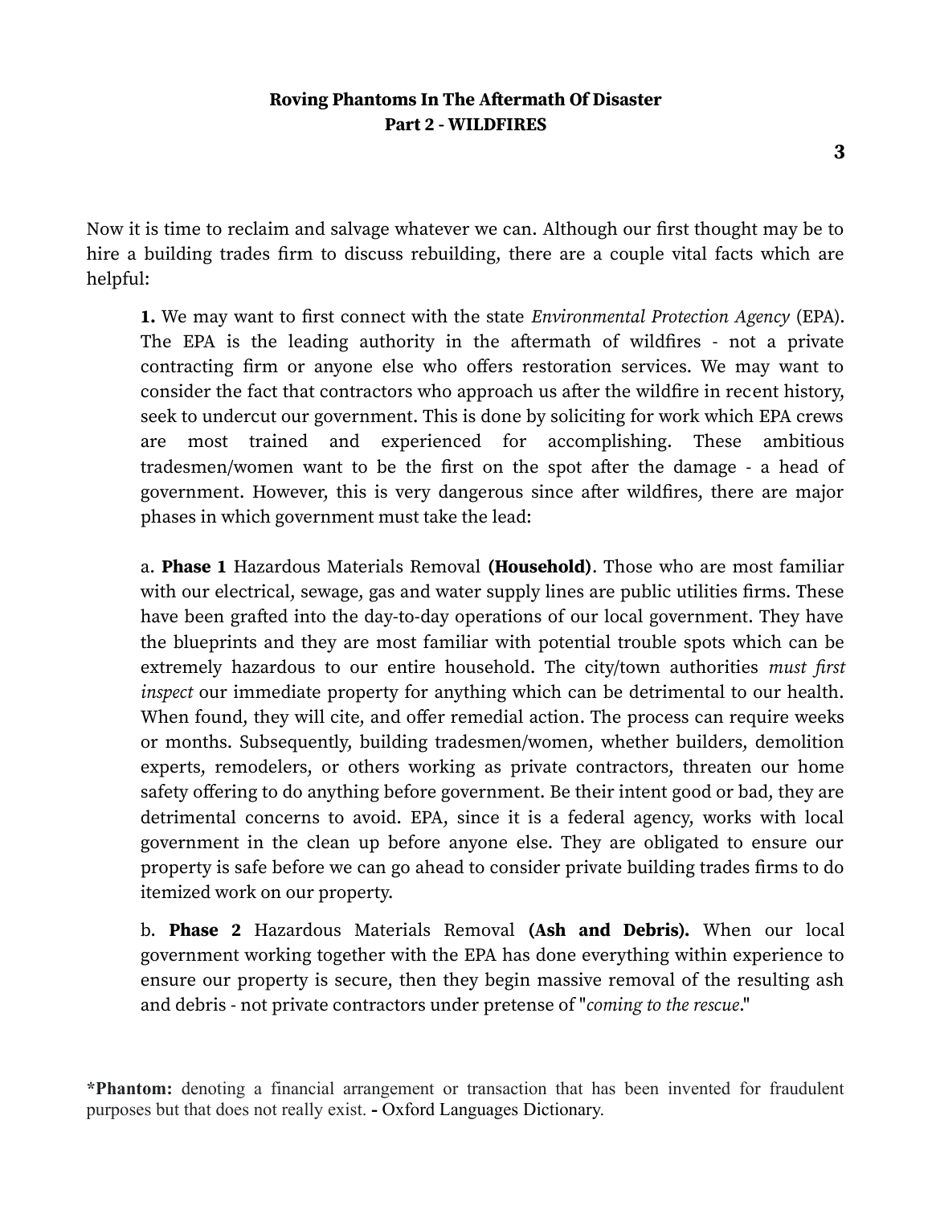Now it is time to reclaim and salvage whatever we can. Although our first thought may be to hire a building trades firm to discuss rebuilding, there are a couple vital facts which are helpful:

> **1.** We may want to first connect with the state *Environmental Protection Agency* (EPA). The EPA is the leading authority in the aftermath of wildfires - not a private contracting firm or anyone else who offers restoration services. We may want to consider the fact that contractors who approach us after the wildfire in recent history, seek to undercut our government. This is done by soliciting for work which EPA crews are most trained and experienced for accomplishing. These ambitious tradesmen/women want to be the first on the spot after the damage - a head of government. However, this is very dangerous since after wildfires, there are major phases in which government must take the lead:
>
> a. **Phase 1** Hazardous Materials Removal **(Household)**. Those who are most familiar with our electrical, sewage, gas and water supply lines are public utilities firms. These have been grafted into the day-to-day operations of our local government. They have the blueprints and they are most familiar with potential trouble spots which can be extremely hazardous to our entire household. The city/town authorities *must first inspect* our immediate property for anything which can be detrimental to our health. When found, they will cite, and offer remedial action. The process can require weeks or months. Subsequently, building tradesmen/women, whether builders, demolition experts, remodelers, or others working as private contractors, threaten our home safety offering to do anything before government. Be their intent good or bad, they are detrimental concerns to avoid. EPA, since it is a federal agency, works with local government in the clean up before anyone else. They are obligated to ensure our property is safe before we can go ahead to consider private building trades firms to do itemized work on our property.
>
> b. **Phase 2** Hazardous Materials Removal **(Ash and Debris).** When our local government working together with the EPA has done everything within experience to ensure our property is secure, then they begin massive removal of the resulting ash and debris - not private contractors under pretense of "*coming to the rescue*."

**\*Phantom:** denoting a financial arrangement or transaction that has been invented for fraudulent purposes but that does not really exist. **-** Oxford Languages Dictionary.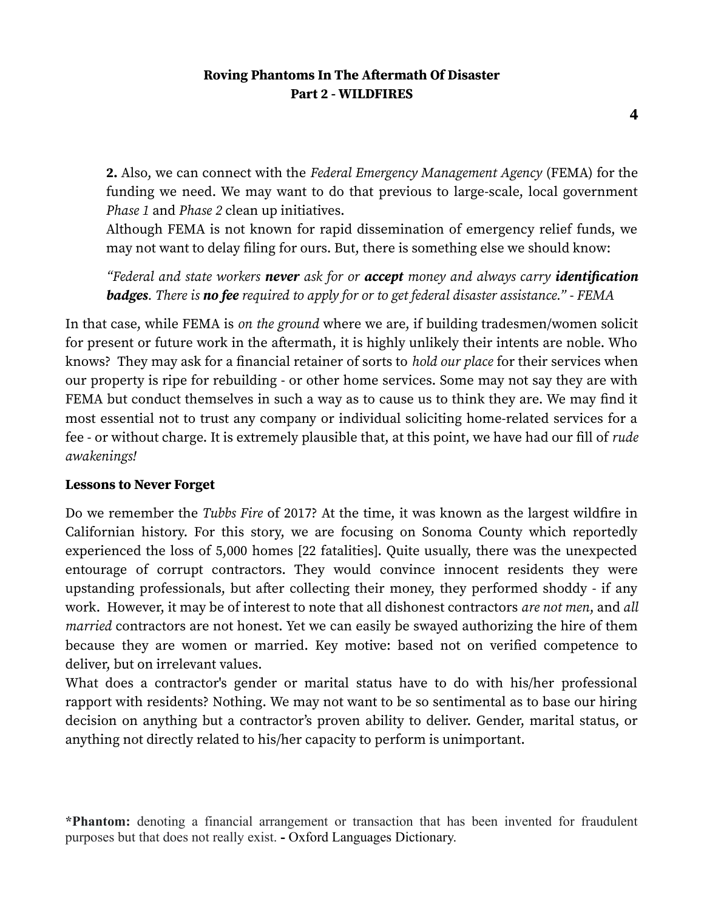**2.** Also, we can connect with the *Federal Emergency Management Agency* (FEMA) for the funding we need. We may want to do that previous to large-scale, local government *Phase 1* and *Phase 2* clean up initiatives.
Although FEMA is not known for rapid dissemination of emergency relief funds, we may not want to delay filing for ours. But, there is something else we should know:

> *"Federal and state workers* ***never*** *ask for or* ***accept*** *money and always carry* ***identification badges****. There is* ***no fee*** *required to apply for or to get federal disaster assistance." - FEMA*

In that case, while FEMA is *on the ground* where we are, if building tradesmen/women solicit for present or future work in the aftermath, it is highly unlikely their intents are noble. Who knows? They may ask for a financial retainer of sorts to *hold our place* for their services when our property is ripe for rebuilding - or other home services. Some may not say they are with FEMA but conduct themselves in such a way as to cause us to think they are. We may find it most essential not to trust any company or individual soliciting home-related services for a fee - or without charge. It is extremely plausible that, at this point, we have had our fill of *rude awakenings!*

**Lessons to Never Forget**

Do we remember the *Tubbs Fire* of 2017? At the time, it was known as the largest wildfire in Californian history. For this story, we are focusing on Sonoma County which reportedly experienced the loss of 5,000 homes [22 fatalities]. Quite usually, there was the unexpected entourage of corrupt contractors. They would convince innocent residents they were upstanding professionals, but after collecting their money, they performed shoddy - if any work. However, it may be of interest to note that all dishonest contractors *are not men*, and *all married* contractors are not honest. Yet we can easily be swayed authorizing the hire of them because they are women or married. Key motive: based not on verified competence to deliver, but on irrelevant values.
What does a contractor's gender or marital status have to do with his/her professional rapport with residents? Nothing. We may not want to be so sentimental as to base our hiring decision on anything but a contractor's proven ability to deliver. Gender, marital status, or anything not directly related to his/her capacity to perform is unimportant.

***Phantom:** denoting a financial arrangement or transaction that has been invented for fraudulent purposes but that does not really exist. **-** Oxford Languages Dictionary.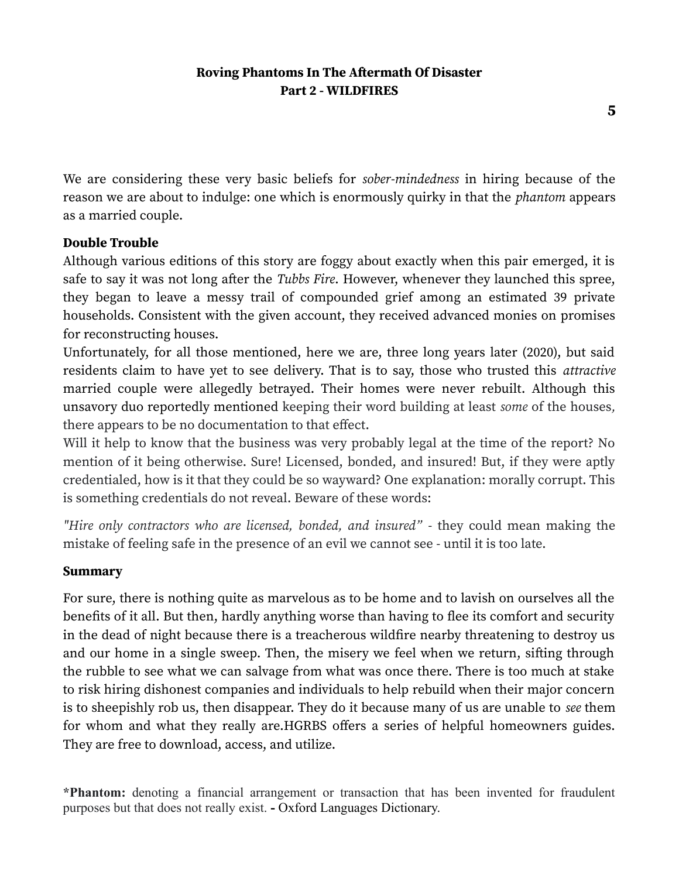We are considering these very basic beliefs for *sober-mindedness* in hiring because of the reason we are about to indulge: one which is enormously quirky in that the *phantom* appears as a married couple.

**Double Trouble**

Although various editions of this story are foggy about exactly when this pair emerged, it is safe to say it was not long after the *Tubbs Fire*. However, whenever they launched this spree, they began to leave a messy trail of compounded grief among an estimated 39 private households. Consistent with the given account, they received advanced monies on promises for reconstructing houses.

Unfortunately, for all those mentioned, here we are, three long years later (2020), but said residents claim to have yet to see delivery. That is to say, those who trusted this *attractive* married couple were allegedly betrayed. Their homes were never rebuilt. Although this unsavory duo reportedly mentioned keeping their word building at least *some* of the houses, there appears to be no documentation to that effect.

Will it help to know that the business was very probably legal at the time of the report? No mention of it being otherwise. Sure! Licensed, bonded, and insured! But, if they were aptly credentialed, how is it that they could be so wayward? One explanation: morally corrupt. This is something credentials do not reveal. Beware of these words:

*"Hire only contractors who are licensed, bonded, and insured"* - they could mean making the mistake of feeling safe in the presence of an evil we cannot see - until it is too late.

**Summary**

For sure, there is nothing quite as marvelous as to be home and to lavish on ourselves all the benefits of it all. But then, hardly anything worse than having to flee its comfort and security in the dead of night because there is a treacherous wildfire nearby threatening to destroy us and our home in a single sweep. Then, the misery we feel when we return, sifting through the rubble to see what we can salvage from what was once there. There is too much at stake to risk hiring dishonest companies and individuals to help rebuild when their major concern is to sheepishly rob us, then disappear. They do it because many of us are unable to *see* them for whom and what they really are.HGRBS offers a series of helpful homeowners guides. They are free to download, access, and utilize.

***Phantom:** denoting a financial arrangement or transaction that has been invented for fraudulent purposes but that does not really exist. **-** Oxford Languages Dictionary.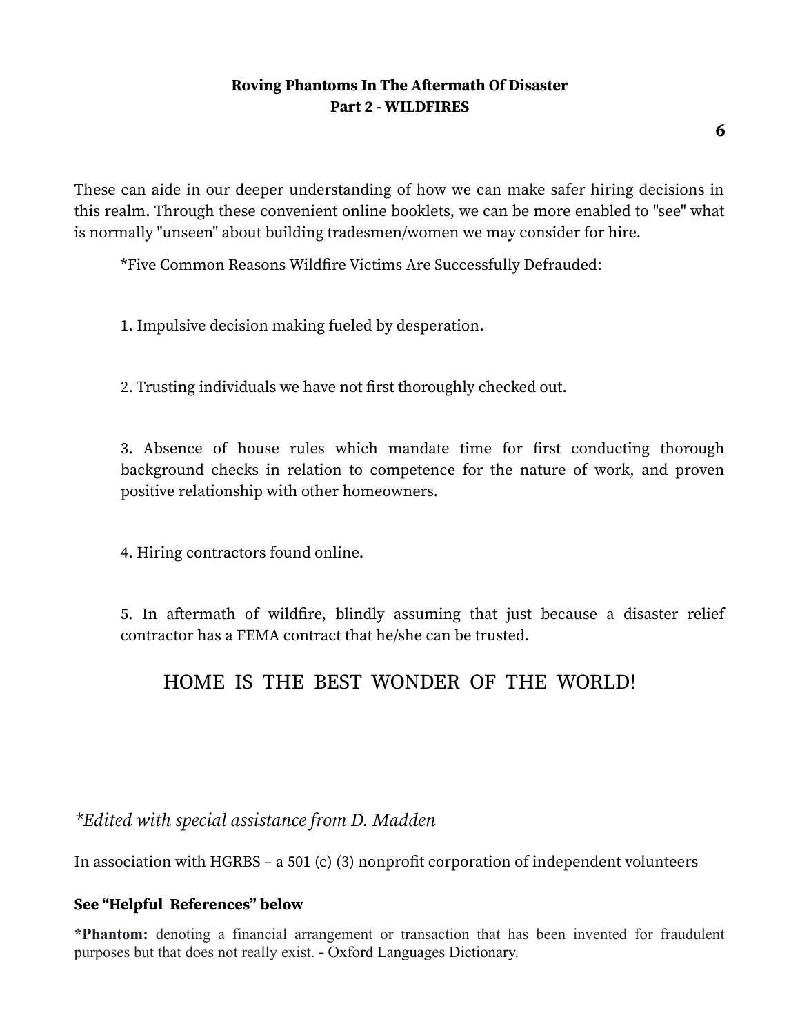These can aide in our deeper understanding of how we can make safer hiring decisions in this realm. Through these convenient online booklets, we can be more enabled to "see" what is normally "unseen" about building tradesmen/women we may consider for hire.

*Five Common Reasons Wildfire Victims Are Successfully Defrauded:

1. Impulsive decision making fueled by desperation.

2. Trusting individuals we have not first thoroughly checked out.

3. Absence of house rules which mandate time for first conducting thorough background checks in relation to competence for the nature of work, and proven positive relationship with other homeowners.

4. Hiring contractors found online.

5. In aftermath of wildfire, blindly assuming that just because a disaster relief contractor has a FEMA contract that he/she can be trusted.

HOME IS THE BEST WONDER OF THE WORLD!

*\*Edited with special assistance from D. Madden*

In association with HGRBS – a 501 (c) (3) nonprofit corporation of independent volunteers

**See "Helpful References" below**

**\*Phantom:** denoting a financial arrangement or transaction that has been invented for fraudulent purposes but that does not really exist. **-** Oxford Languages Dictionary.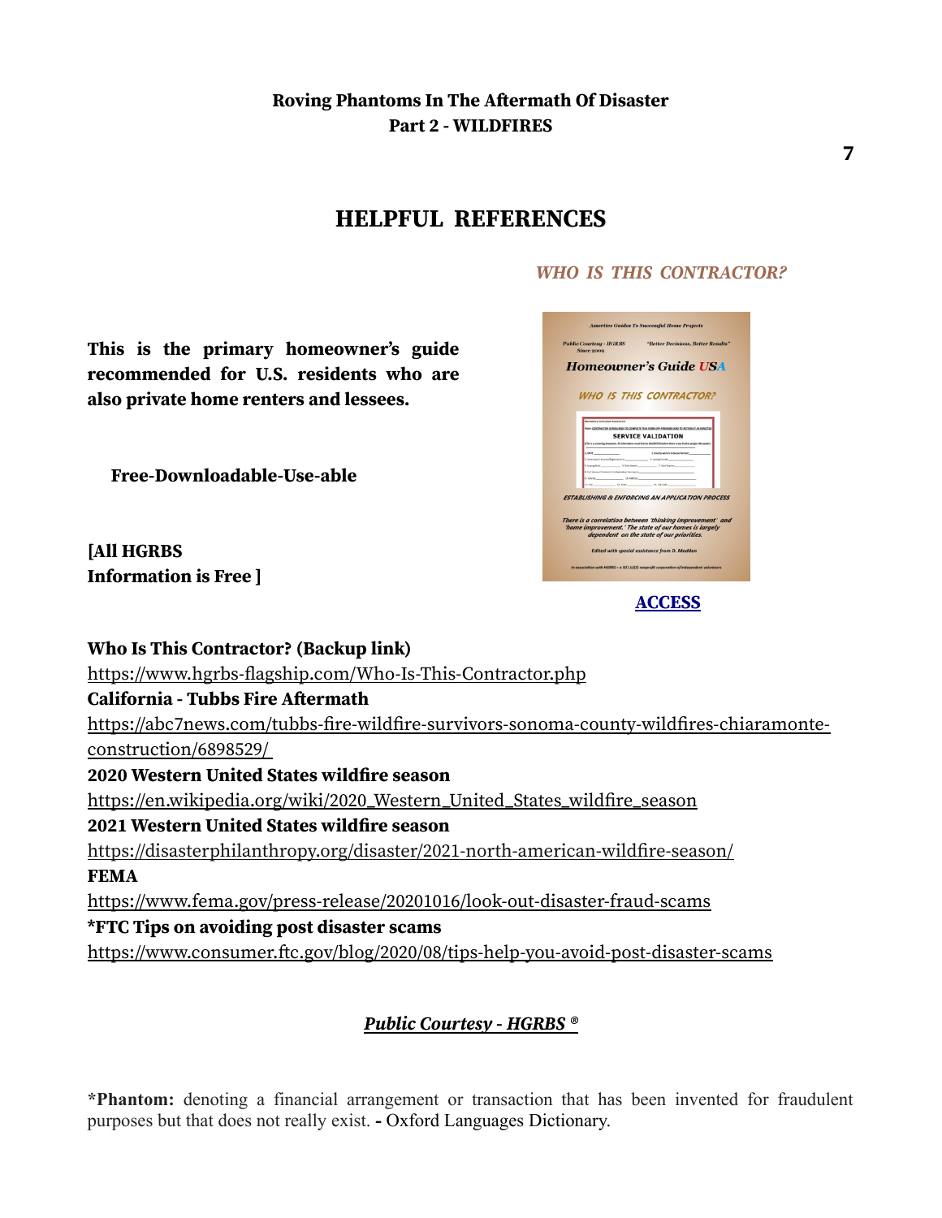## HELPFUL REFERENCES

*WHO IS THIS CONTRACTOR?*

**This is the primary homeowner's guide recommended for U.S. residents who are also private home renters and lessees.**

**Free-Downloadable-Use-able**

**[All HGRBS Information is Free ]**

**ACCESS**

**Who Is This Contractor? (Backup link)**
https://www.hgrbs-flagship.com/Who-Is-This-Contractor.php

**California - Tubbs Fire Aftermath**
https://abc7news.com/tubbs-fire-wildfire-survivors-sonoma-county-wildfires-chiaramonte-construction/6898529/

**2020 Western United States wildfire season**
https://en.wikipedia.org/wiki/2020_Western_United_States_wildfire_season

**2021 Western United States wildfire season**
https://disasterphilanthropy.org/disaster/2021-north-american-wildfire-season/

**FEMA**
https://www.fema.gov/press-release/20201016/look-out-disaster-fraud-scams

**\*FTC Tips on avoiding post disaster scams**
https://www.consumer.ftc.gov/blog/2020/08/tips-help-you-avoid-post-disaster-scams

***Public Courtesy - HGRBS ®***

**\*Phantom:** denoting a financial arrangement or transaction that has been invented for fraudulent purposes but that does not really exist. **-** Oxford Languages Dictionary.